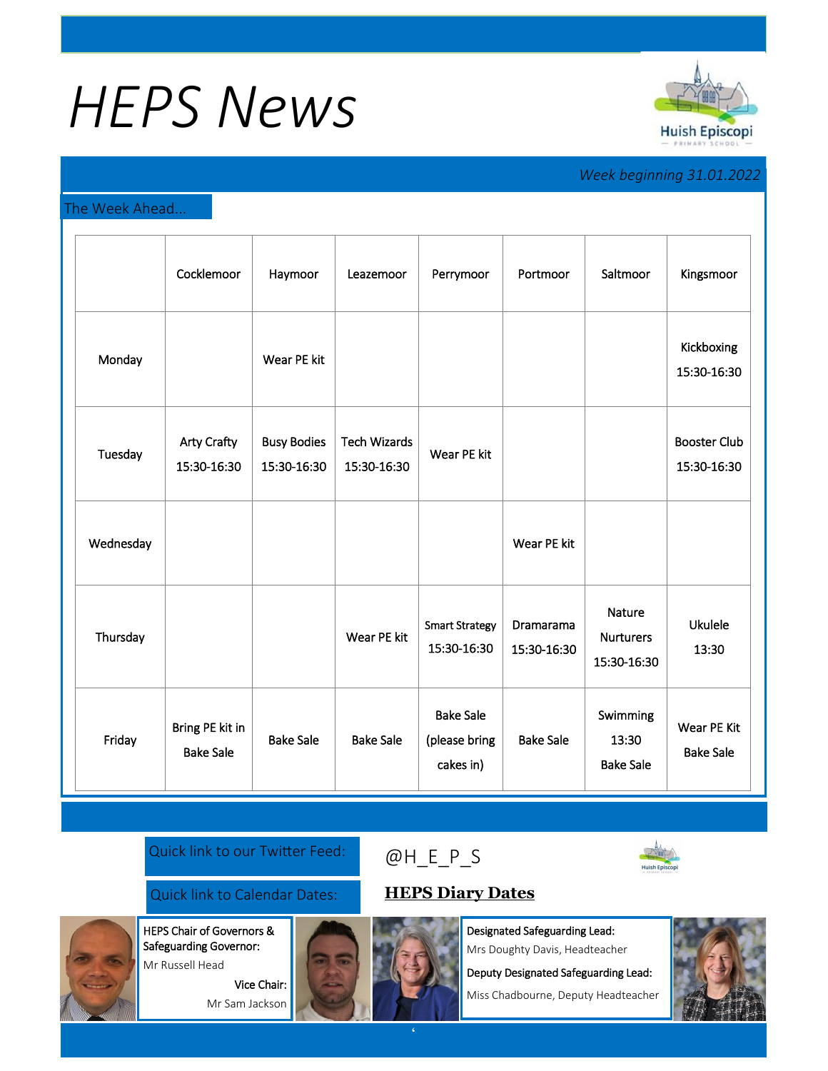# HEPS News

Huish Episcopi Primary School

*Week beginning 31.01.2022*

## The Week Ahead...

| | Cocklemoor | Haymoor | Leazemoor | Perrymoor | Portmoor | Saltmoor | Kingsmoor |
|---|---|---|---|---|---|---|---|
| Monday | | Wear PE kit | | | | | Kickboxing 15:30-16:30 |
| Tuesday | Arty Crafty 15:30-16:30 | Busy Bodies 15:30-16:30 | Tech Wizards 15:30-16:30 | Wear PE kit | | | Booster Club 15:30-16:30 |
| Wednesday | | | | | Wear PE kit | | |
| Thursday | | | Wear PE kit | Smart Strategy 15:30-16:30 | Dramarama 15:30-16:30 | Nature Nurturers 15:30-16:30 | Ukulele 13:30 |
| Friday | Bring PE kit in Bake Sale | Bake Sale | Bake Sale | Bake Sale (please bring cakes in) | Bake Sale | Swimming 13:30 Bake Sale | Wear PE Kit Bake Sale |

Quick link to our Twitter Feed: @H_E_P_S

Quick link to Calendar Dates: **HEPS Diary Dates**

HEPS Chair of Governors & Safeguarding Governor:
Mr Russell Head

Vice Chair:
Mr Sam Jackson

Designated Safeguarding Lead:
Mrs Doughty Davis, Headteacher

Deputy Designated Safeguarding Lead:
Miss Chadbourne, Deputy Headteacher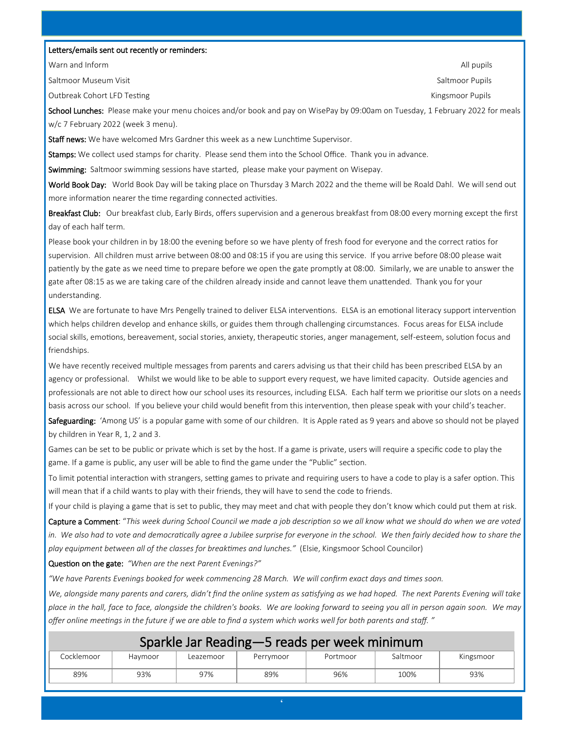**Letters/emails sent out recently or reminders:**

| | |
|---|---|
| Warn and Inform | All pupils |
| Saltmoor Museum Visit | Saltmoor Pupils |
| Outbreak Cohort LFD Testing | Kingsmoor Pupils |

**School Lunches:** Please make your menu choices and/or book and pay on WisePay by 09:00am on Tuesday, 1 February 2022 for meals w/c 7 February 2022 (week 3 menu).

**Staff news:** We have welcomed Mrs Gardner this week as a new Lunchtime Supervisor.

**Stamps:** We collect used stamps for charity. Please send them into the School Office. Thank you in advance.

**Swimming:** Saltmoor swimming sessions have started, please make your payment on Wisepay.

**World Book Day:** World Book Day will be taking place on Thursday 3 March 2022 and the theme will be Roald Dahl. We will send out more information nearer the time regarding connected activities.

**Breakfast Club:** Our breakfast club, Early Birds, offers supervision and a generous breakfast from 08:00 every morning except the first day of each half term.

Please book your children in by 18:00 the evening before so we have plenty of fresh food for everyone and the correct ratios for supervision. All children must arrive between 08:00 and 08:15 if you are using this service. If you arrive before 08:00 please wait patiently by the gate as we need time to prepare before we open the gate promptly at 08:00. Similarly, we are unable to answer the gate after 08:15 as we are taking care of the children already inside and cannot leave them unattended. Thank you for your understanding.

**ELSA** We are fortunate to have Mrs Pengelly trained to deliver ELSA interventions. ELSA is an emotional literacy support intervention which helps children develop and enhance skills, or guides them through challenging circumstances. Focus areas for ELSA include social skills, emotions, bereavement, social stories, anxiety, therapeutic stories, anger management, self-esteem, solution focus and friendships.

We have recently received multiple messages from parents and carers advising us that their child has been prescribed ELSA by an agency or professional. Whilst we would like to be able to support every request, we have limited capacity. Outside agencies and professionals are not able to direct how our school uses its resources, including ELSA. Each half term we prioritise our slots on a needs basis across our school. If you believe your child would benefit from this intervention, then please speak with your child's teacher.

**Safeguarding:** 'Among US' is a popular game with some of our children. It is Apple rated as 9 years and above so should not be played by children in Year R, 1, 2 and 3.

Games can be set to be public or private which is set by the host. If a game is private, users will require a specific code to play the game. If a game is public, any user will be able to find the game under the "Public" section.

To limit potential interaction with strangers, setting games to private and requiring users to have a code to play is a safer option. This will mean that if a child wants to play with their friends, they will have to send the code to friends.

If your child is playing a game that is set to public, they may meet and chat with people they don't know which could put them at risk.

**Capture a Comment**: "*This week during School Council we made a job description so we all know what we should do when we are voted in. We also had to vote and democratically agree a Jubilee surprise for everyone in the school. We then fairly decided how to share the play equipment between all of the classes for breaktimes and lunches."* (Elsie, Kingsmoor School Councilor)

**Question on the gate:** *"When are the next Parent Evenings?"*

*"We have Parents Evenings booked for week commencing 28 March. We will confirm exact days and times soon.*

*We, alongside many parents and carers, didn't find the online system as satisfying as we had hoped. The next Parents Evening will take place in the hall, face to face, alongside the children's books. We are looking forward to seeing you all in person again soon. We may offer online meetings in the future if we are able to find a system which works well for both parents and staff. "*

## Sparkle Jar Reading—5 reads per week minimum

| Cocklemoor | Haymoor | Leazemoor | Perrymoor | Portmoor | Saltmoor | Kingsmoor |
|---|---|---|---|---|---|---|
| 89% | 93% | 97% | 89% | 96% | 100% | 93% |